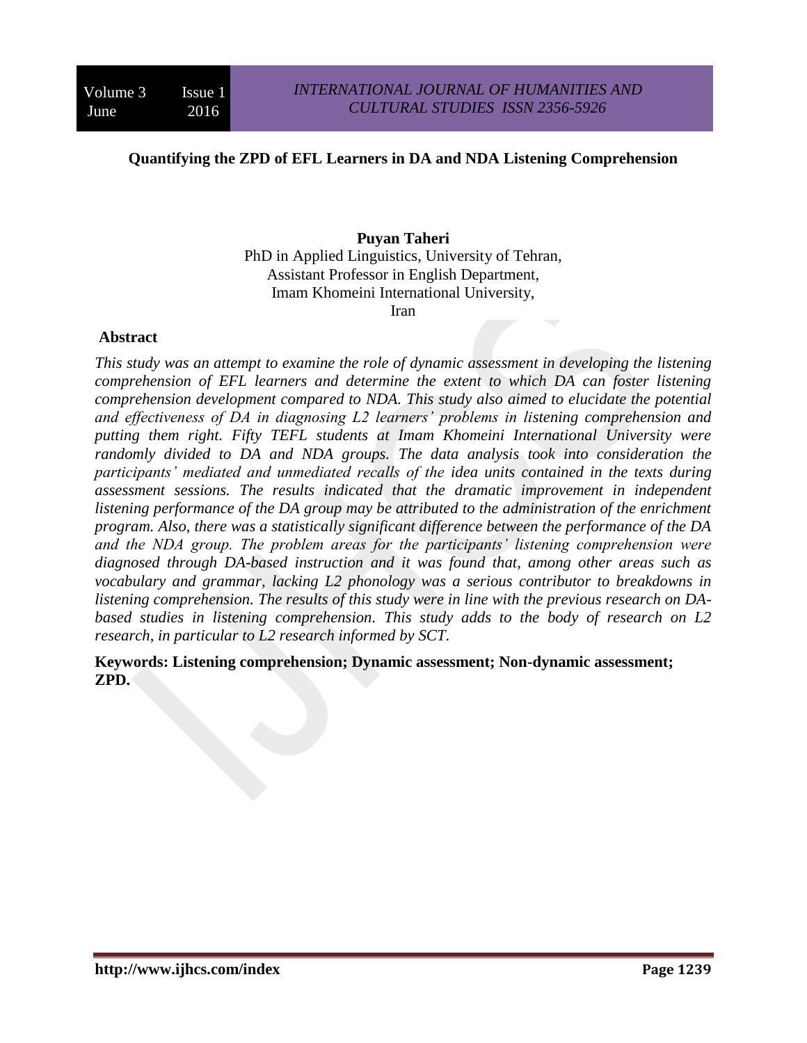# Quantifying the ZPD of EFL Learners in DA and NDA Listening Comprehension

**Puyan Taheri**
PhD in Applied Linguistics, University of Tehran,
Assistant Professor in English Department,
Imam Khomeini International University,
Iran

## Abstract

*This study was an attempt to examine the role of dynamic assessment in developing the listening comprehension of EFL learners and determine the extent to which DA can foster listening comprehension development compared to NDA. This study also aimed to elucidate the potential and effectiveness of DA in diagnosing L2 learners' problems in listening comprehension and putting them right. Fifty TEFL students at Imam Khomeini International University were randomly divided to DA and NDA groups. The data analysis took into consideration the participants' mediated and unmediated recalls of the idea units contained in the texts during assessment sessions. The results indicated that the dramatic improvement in independent listening performance of the DA group may be attributed to the administration of the enrichment program. Also, there was a statistically significant difference between the performance of the DA and the NDA group. The problem areas for the participants' listening comprehension were diagnosed through DA-based instruction and it was found that, among other areas such as vocabulary and grammar, lacking L2 phonology was a serious contributor to breakdowns in listening comprehension. The results of this study were in line with the previous research on DA-based studies in listening comprehension. This study adds to the body of research on L2 research, in particular to L2 research informed by SCT.*

**Keywords: Listening comprehension; Dynamic assessment; Non-dynamic assessment; ZPD.**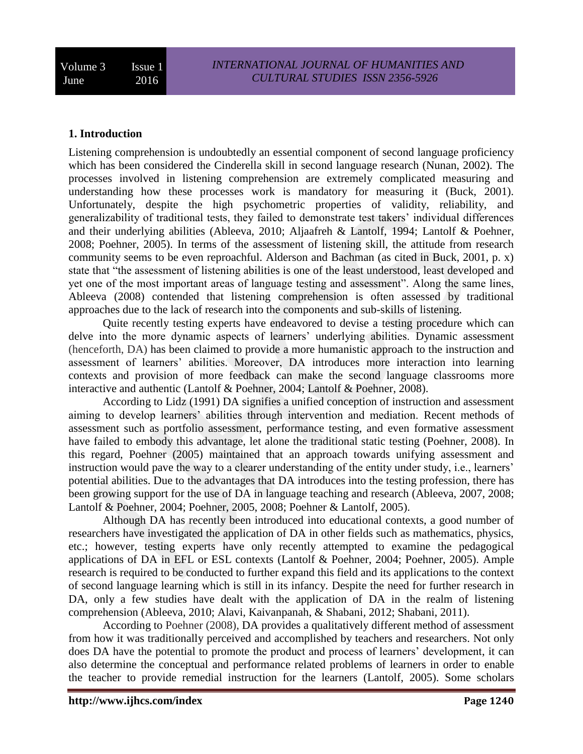## 1. Introduction

Listening comprehension is undoubtedly an essential component of second language proficiency which has been considered the Cinderella skill in second language research (Nunan, 2002). The processes involved in listening comprehension are extremely complicated measuring and understanding how these processes work is mandatory for measuring it (Buck, 2001). Unfortunately, despite the high psychometric properties of validity, reliability, and generalizability of traditional tests, they failed to demonstrate test takers' individual differences and their underlying abilities (Ableeva, 2010; Aljaafreh & Lantolf, 1994; Lantolf & Poehner, 2008; Poehner, 2005). In terms of the assessment of listening skill, the attitude from research community seems to be even reproachful. Alderson and Bachman (as cited in Buck, 2001, p. x) state that "the assessment of listening abilities is one of the least understood, least developed and yet one of the most important areas of language testing and assessment". Along the same lines, Ableeva (2008) contended that listening comprehension is often assessed by traditional approaches due to the lack of research into the components and sub-skills of listening.

Quite recently testing experts have endeavored to devise a testing procedure which can delve into the more dynamic aspects of learners' underlying abilities. Dynamic assessment (henceforth, DA) has been claimed to provide a more humanistic approach to the instruction and assessment of learners' abilities. Moreover, DA introduces more interaction into learning contexts and provision of more feedback can make the second language classrooms more interactive and authentic (Lantolf & Poehner, 2004; Lantolf & Poehner, 2008).

According to Lidz (1991) DA signifies a unified conception of instruction and assessment aiming to develop learners' abilities through intervention and mediation. Recent methods of assessment such as portfolio assessment, performance testing, and even formative assessment have failed to embody this advantage, let alone the traditional static testing (Poehner, 2008). In this regard, Poehner (2005) maintained that an approach towards unifying assessment and instruction would pave the way to a clearer understanding of the entity under study, i.e., learners' potential abilities. Due to the advantages that DA introduces into the testing profession, there has been growing support for the use of DA in language teaching and research (Ableeva, 2007, 2008; Lantolf & Poehner, 2004; Poehner, 2005, 2008; Poehner & Lantolf, 2005).

Although DA has recently been introduced into educational contexts, a good number of researchers have investigated the application of DA in other fields such as mathematics, physics, etc.; however, testing experts have only recently attempted to examine the pedagogical applications of DA in EFL or ESL contexts (Lantolf & Poehner, 2004; Poehner, 2005). Ample research is required to be conducted to further expand this field and its applications to the context of second language learning which is still in its infancy. Despite the need for further research in DA, only a few studies have dealt with the application of DA in the realm of listening comprehension (Ableeva, 2010; Alavi, Kaivanpanah, & Shabani, 2012; Shabani, 2011).

According to Poehner (2008), DA provides a qualitatively different method of assessment from how it was traditionally perceived and accomplished by teachers and researchers. Not only does DA have the potential to promote the product and process of learners' development, it can also determine the conceptual and performance related problems of learners in order to enable the teacher to provide remedial instruction for the learners (Lantolf, 2005). Some scholars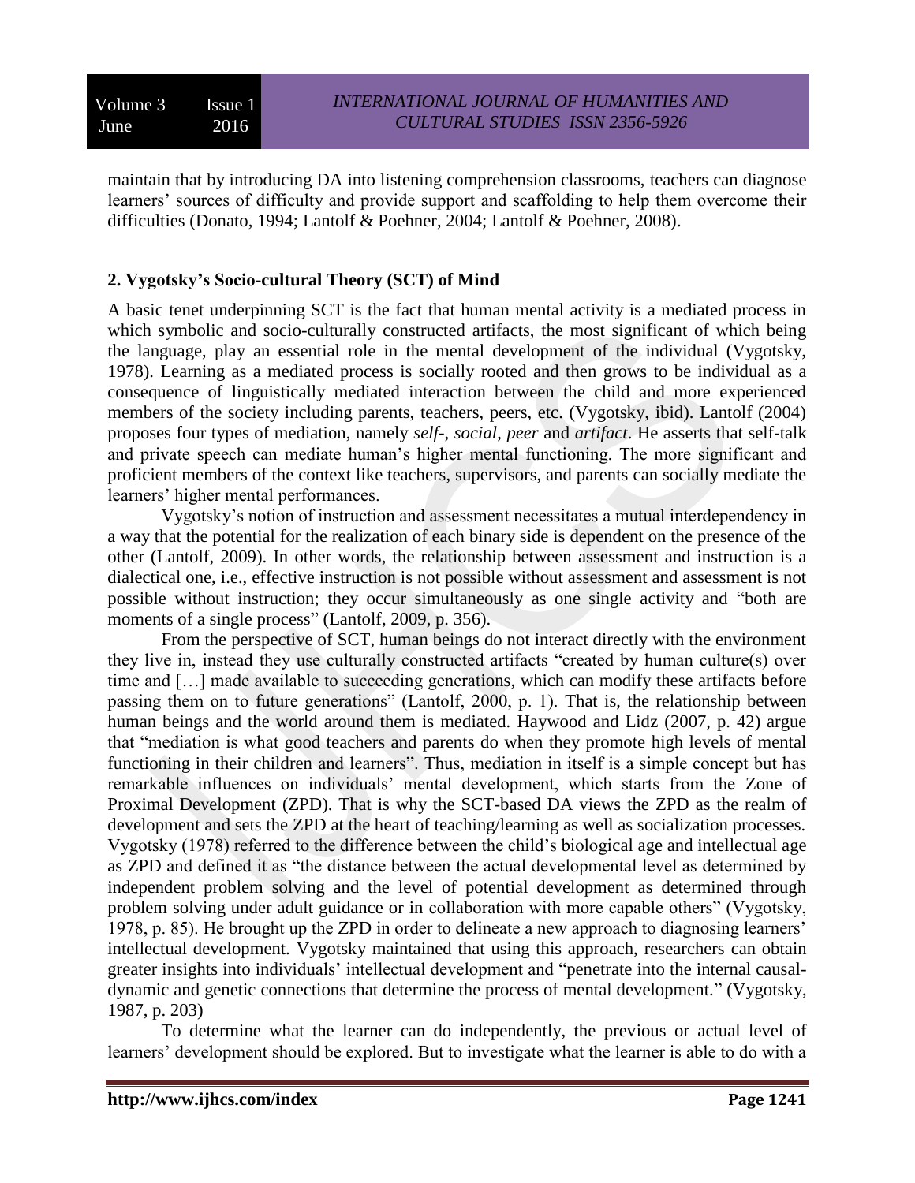maintain that by introducing DA into listening comprehension classrooms, teachers can diagnose learners' sources of difficulty and provide support and scaffolding to help them overcome their difficulties (Donato, 1994; Lantolf & Poehner, 2004; Lantolf & Poehner, 2008).

## 2. Vygotsky's Socio-cultural Theory (SCT) of Mind

A basic tenet underpinning SCT is the fact that human mental activity is a mediated process in which symbolic and socio-culturally constructed artifacts, the most significant of which being the language, play an essential role in the mental development of the individual (Vygotsky, 1978). Learning as a mediated process is socially rooted and then grows to be individual as a consequence of linguistically mediated interaction between the child and more experienced members of the society including parents, teachers, peers, etc. (Vygotsky, ibid). Lantolf (2004) proposes four types of mediation, namely *self-*, *social*, *peer* and *artifact*. He asserts that self-talk and private speech can mediate human's higher mental functioning. The more significant and proficient members of the context like teachers, supervisors, and parents can socially mediate the learners' higher mental performances.

Vygotsky's notion of instruction and assessment necessitates a mutual interdependency in a way that the potential for the realization of each binary side is dependent on the presence of the other (Lantolf, 2009). In other words, the relationship between assessment and instruction is a dialectical one, i.e., effective instruction is not possible without assessment and assessment is not possible without instruction; they occur simultaneously as one single activity and "both are moments of a single process" (Lantolf, 2009, p. 356).

From the perspective of SCT, human beings do not interact directly with the environment they live in, instead they use culturally constructed artifacts "created by human culture(s) over time and […] made available to succeeding generations, which can modify these artifacts before passing them on to future generations" (Lantolf, 2000, p. 1). That is, the relationship between human beings and the world around them is mediated. Haywood and Lidz (2007, p. 42) argue that "mediation is what good teachers and parents do when they promote high levels of mental functioning in their children and learners". Thus, mediation in itself is a simple concept but has remarkable influences on individuals' mental development, which starts from the Zone of Proximal Development (ZPD). That is why the SCT-based DA views the ZPD as the realm of development and sets the ZPD at the heart of teaching/learning as well as socialization processes. Vygotsky (1978) referred to the difference between the child's biological age and intellectual age as ZPD and defined it as "the distance between the actual developmental level as determined by independent problem solving and the level of potential development as determined through problem solving under adult guidance or in collaboration with more capable others" (Vygotsky, 1978, p. 85). He brought up the ZPD in order to delineate a new approach to diagnosing learners' intellectual development. Vygotsky maintained that using this approach, researchers can obtain greater insights into individuals' intellectual development and "penetrate into the internal causal-dynamic and genetic connections that determine the process of mental development." (Vygotsky, 1987, p. 203)

To determine what the learner can do independently, the previous or actual level of learners' development should be explored. But to investigate what the learner is able to do with a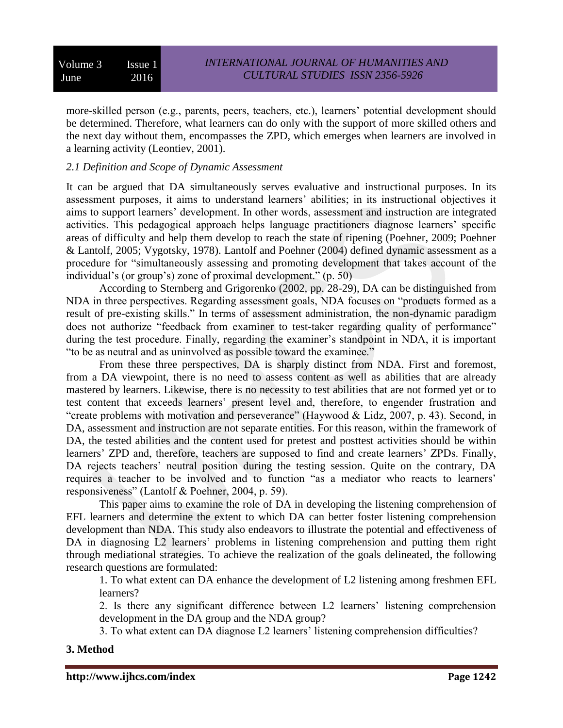more-skilled person (e.g., parents, peers, teachers, etc.), learners' potential development should be determined. Therefore, what learners can do only with the support of more skilled others and the next day without them, encompasses the ZPD, which emerges when learners are involved in a learning activity (Leontiev, 2001).

### *2.1 Definition and Scope of Dynamic Assessment*

It can be argued that DA simultaneously serves evaluative and instructional purposes. In its assessment purposes, it aims to understand learners' abilities; in its instructional objectives it aims to support learners' development. In other words, assessment and instruction are integrated activities. This pedagogical approach helps language practitioners diagnose learners' specific areas of difficulty and help them develop to reach the state of ripening (Poehner, 2009; Poehner & Lantolf, 2005; Vygotsky, 1978). Lantolf and Poehner (2004) defined dynamic assessment as a procedure for "simultaneously assessing and promoting development that takes account of the individual's (or group's) zone of proximal development." (p. 50)

According to Sternberg and Grigorenko (2002, pp. 28-29), DA can be distinguished from NDA in three perspectives. Regarding assessment goals, NDA focuses on "products formed as a result of pre-existing skills." In terms of assessment administration, the non-dynamic paradigm does not authorize "feedback from examiner to test-taker regarding quality of performance" during the test procedure. Finally, regarding the examiner's standpoint in NDA, it is important "to be as neutral and as uninvolved as possible toward the examinee."

From these three perspectives, DA is sharply distinct from NDA. First and foremost, from a DA viewpoint, there is no need to assess content as well as abilities that are already mastered by learners. Likewise, there is no necessity to test abilities that are not formed yet or to test content that exceeds learners' present level and, therefore, to engender frustration and "create problems with motivation and perseverance" (Haywood & Lidz, 2007, p. 43). Second, in DA, assessment and instruction are not separate entities. For this reason, within the framework of DA, the tested abilities and the content used for pretest and posttest activities should be within learners' ZPD and, therefore, teachers are supposed to find and create learners' ZPDs. Finally, DA rejects teachers' neutral position during the testing session. Quite on the contrary, DA requires a teacher to be involved and to function "as a mediator who reacts to learners' responsiveness" (Lantolf & Poehner, 2004, p. 59).

This paper aims to examine the role of DA in developing the listening comprehension of EFL learners and determine the extent to which DA can better foster listening comprehension development than NDA. This study also endeavors to illustrate the potential and effectiveness of DA in diagnosing L2 learners' problems in listening comprehension and putting them right through mediational strategies. To achieve the realization of the goals delineated, the following research questions are formulated:

1. To what extent can DA enhance the development of L2 listening among freshmen EFL learners?
2. Is there any significant difference between L2 learners' listening comprehension development in the DA group and the NDA group?
3. To what extent can DA diagnose L2 learners' listening comprehension difficulties?

## 3. Method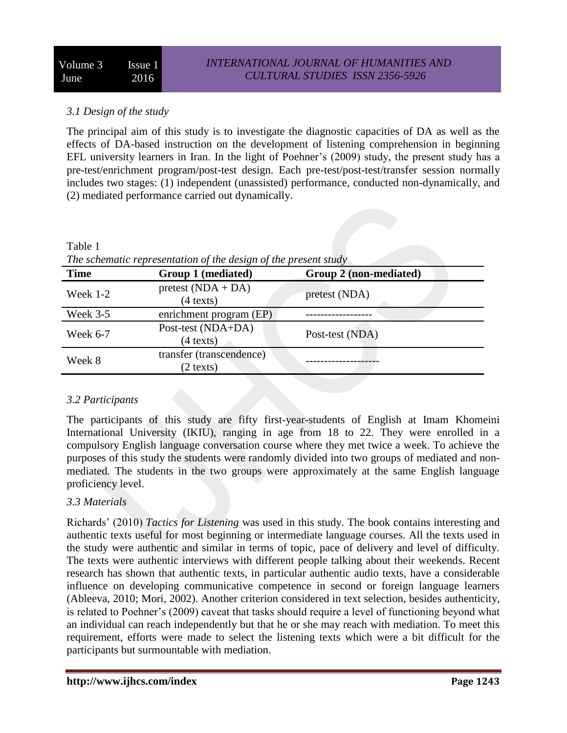### *3.1 Design of the study*

The principal aim of this study is to investigate the diagnostic capacities of DA as well as the effects of DA-based instruction on the development of listening comprehension in beginning EFL university learners in Iran. In the light of Poehner's (2009) study, the present study has a pre-test/enrichment program/post-test design. Each pre-test/post-test/transfer session normally includes two stages: (1) independent (unassisted) performance, conducted non-dynamically, and (2) mediated performance carried out dynamically.

Table 1

*The schematic representation of the design of the present study*

| Time | Group 1 (mediated) | Group 2 (non-mediated) |
|---|---|---|
| Week 1-2 | pretest (NDA + DA) (4 texts) | pretest (NDA) |
| Week 3-5 | enrichment program (EP) | ------------------ |
| Week 6-7 | Post-test (NDA+DA) (4 texts) | Post-test (NDA) |
| Week 8 | transfer (transcendence) (2 texts) | -------------------- |

### *3.2 Participants*

The participants of this study are fifty first-year-students of English at Imam Khomeini International University (IKIU), ranging in age from 18 to 22. They were enrolled in a compulsory English language conversation course where they met twice a week. To achieve the purposes of this study the students were randomly divided into two groups of mediated and non-mediated. The students in the two groups were approximately at the same English language proficiency level.

### *3.3 Materials*

Richards' (2010) *Tactics for Listening* was used in this study. The book contains interesting and authentic texts useful for most beginning or intermediate language courses. All the texts used in the study were authentic and similar in terms of topic, pace of delivery and level of difficulty. The texts were authentic interviews with different people talking about their weekends. Recent research has shown that authentic texts, in particular authentic audio texts, have a considerable influence on developing communicative competence in second or foreign language learners (Ableeva, 2010; Mori, 2002). Another criterion considered in text selection, besides authenticity, is related to Poehner's (2009) caveat that tasks should require a level of functioning beyond what an individual can reach independently but that he or she may reach with mediation. To meet this requirement, efforts were made to select the listening texts which were a bit difficult for the participants but surmountable with mediation.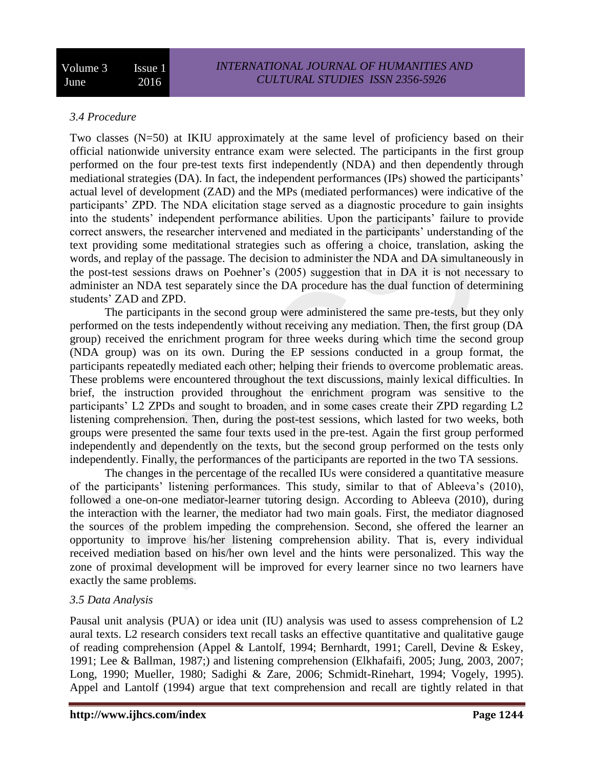*3.4 Procedure*

Two classes (N=50) at IKIU approximately at the same level of proficiency based on their official nationwide university entrance exam were selected. The participants in the first group performed on the four pre-test texts first independently (NDA) and then dependently through mediational strategies (DA). In fact, the independent performances (IPs) showed the participants' actual level of development (ZAD) and the MPs (mediated performances) were indicative of the participants' ZPD. The NDA elicitation stage served as a diagnostic procedure to gain insights into the students' independent performance abilities. Upon the participants' failure to provide correct answers, the researcher intervened and mediated in the participants' understanding of the text providing some meditational strategies such as offering a choice, translation, asking the words, and replay of the passage. The decision to administer the NDA and DA simultaneously in the post-test sessions draws on Poehner's (2005) suggestion that in DA it is not necessary to administer an NDA test separately since the DA procedure has the dual function of determining students' ZAD and ZPD.

The participants in the second group were administered the same pre-tests, but they only performed on the tests independently without receiving any mediation. Then, the first group (DA group) received the enrichment program for three weeks during which time the second group (NDA group) was on its own. During the EP sessions conducted in a group format, the participants repeatedly mediated each other; helping their friends to overcome problematic areas. These problems were encountered throughout the text discussions, mainly lexical difficulties. In brief, the instruction provided throughout the enrichment program was sensitive to the participants' L2 ZPDs and sought to broaden, and in some cases create their ZPD regarding L2 listening comprehension. Then, during the post-test sessions, which lasted for two weeks, both groups were presented the same four texts used in the pre-test. Again the first group performed independently and dependently on the texts, but the second group performed on the tests only independently. Finally, the performances of the participants are reported in the two TA sessions.

The changes in the percentage of the recalled IUs were considered a quantitative measure of the participants' listening performances. This study, similar to that of Ableeva's (2010), followed a one-on-one mediator-learner tutoring design. According to Ableeva (2010), during the interaction with the learner, the mediator had two main goals. First, the mediator diagnosed the sources of the problem impeding the comprehension. Second, she offered the learner an opportunity to improve his/her listening comprehension ability. That is, every individual received mediation based on his/her own level and the hints were personalized. This way the zone of proximal development will be improved for every learner since no two learners have exactly the same problems.

*3.5 Data Analysis*

Pausal unit analysis (PUA) or idea unit (IU) analysis was used to assess comprehension of L2 aural texts. L2 research considers text recall tasks an effective quantitative and qualitative gauge of reading comprehension (Appel & Lantolf, 1994; Bernhardt, 1991; Carell, Devine & Eskey, 1991; Lee & Ballman, 1987;) and listening comprehension (Elkhafaifi, 2005; Jung, 2003, 2007; Long, 1990; Mueller, 1980; Sadighi & Zare, 2006; Schmidt-Rinehart, 1994; Vogely, 1995). Appel and Lantolf (1994) argue that text comprehension and recall are tightly related in that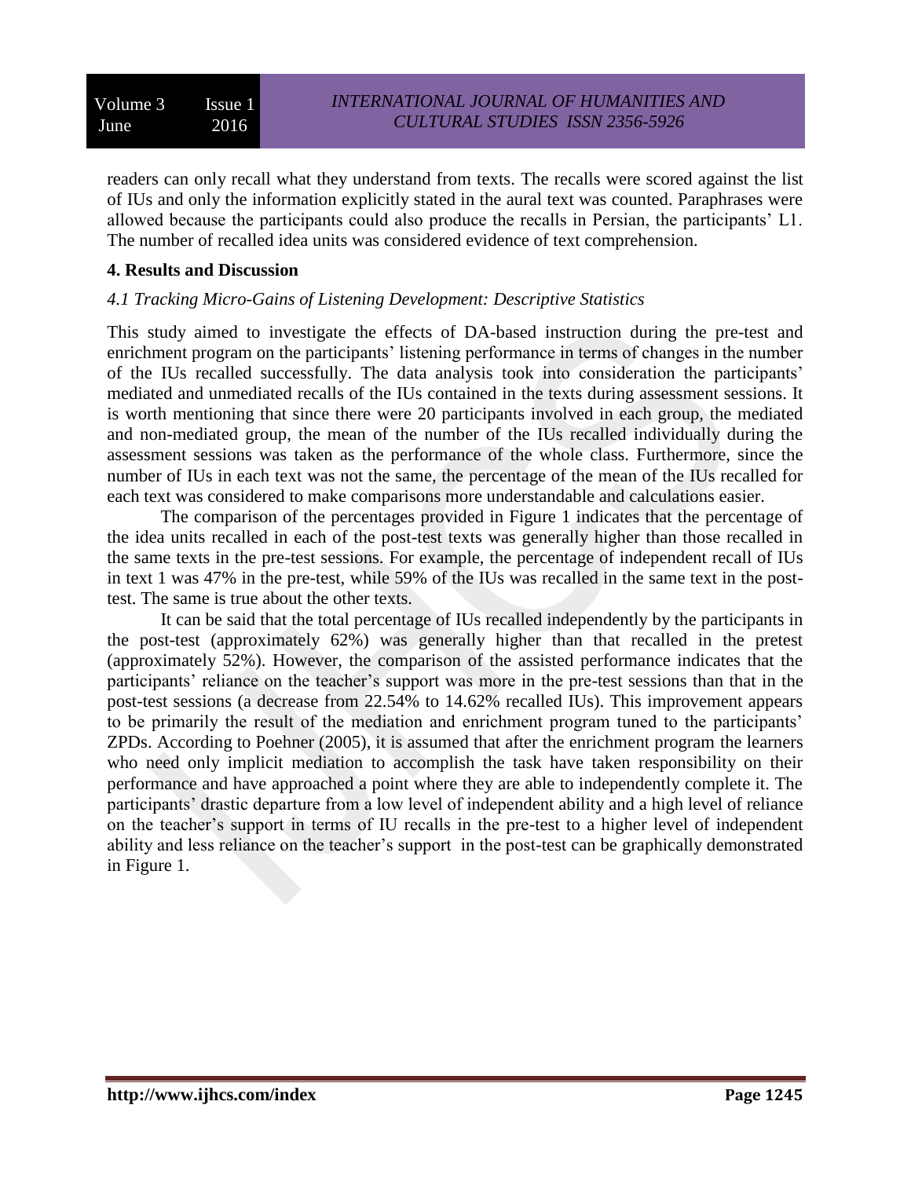readers can only recall what they understand from texts. The recalls were scored against the list of IUs and only the information explicitly stated in the aural text was counted. Paraphrases were allowed because the participants could also produce the recalls in Persian, the participants' L1. The number of recalled idea units was considered evidence of text comprehension.

## 4. Results and Discussion

### *4.1 Tracking Micro-Gains of Listening Development: Descriptive Statistics*

This study aimed to investigate the effects of DA-based instruction during the pre-test and enrichment program on the participants' listening performance in terms of changes in the number of the IUs recalled successfully. The data analysis took into consideration the participants' mediated and unmediated recalls of the IUs contained in the texts during assessment sessions. It is worth mentioning that since there were 20 participants involved in each group, the mediated and non-mediated group, the mean of the number of the IUs recalled individually during the assessment sessions was taken as the performance of the whole class. Furthermore, since the number of IUs in each text was not the same, the percentage of the mean of the IUs recalled for each text was considered to make comparisons more understandable and calculations easier.

The comparison of the percentages provided in Figure 1 indicates that the percentage of the idea units recalled in each of the post-test texts was generally higher than those recalled in the same texts in the pre-test sessions. For example, the percentage of independent recall of IUs in text 1 was 47% in the pre-test, while 59% of the IUs was recalled in the same text in the post-test. The same is true about the other texts.

It can be said that the total percentage of IUs recalled independently by the participants in the post-test (approximately 62%) was generally higher than that recalled in the pretest (approximately 52%). However, the comparison of the assisted performance indicates that the participants' reliance on the teacher's support was more in the pre-test sessions than that in the post-test sessions (a decrease from 22.54% to 14.62% recalled IUs). This improvement appears to be primarily the result of the mediation and enrichment program tuned to the participants' ZPDs. According to Poehner (2005), it is assumed that after the enrichment program the learners who need only implicit mediation to accomplish the task have taken responsibility on their performance and have approached a point where they are able to independently complete it. The participants' drastic departure from a low level of independent ability and a high level of reliance on the teacher's support in terms of IU recalls in the pre-test to a higher level of independent ability and less reliance on the teacher's support in the post-test can be graphically demonstrated in Figure 1.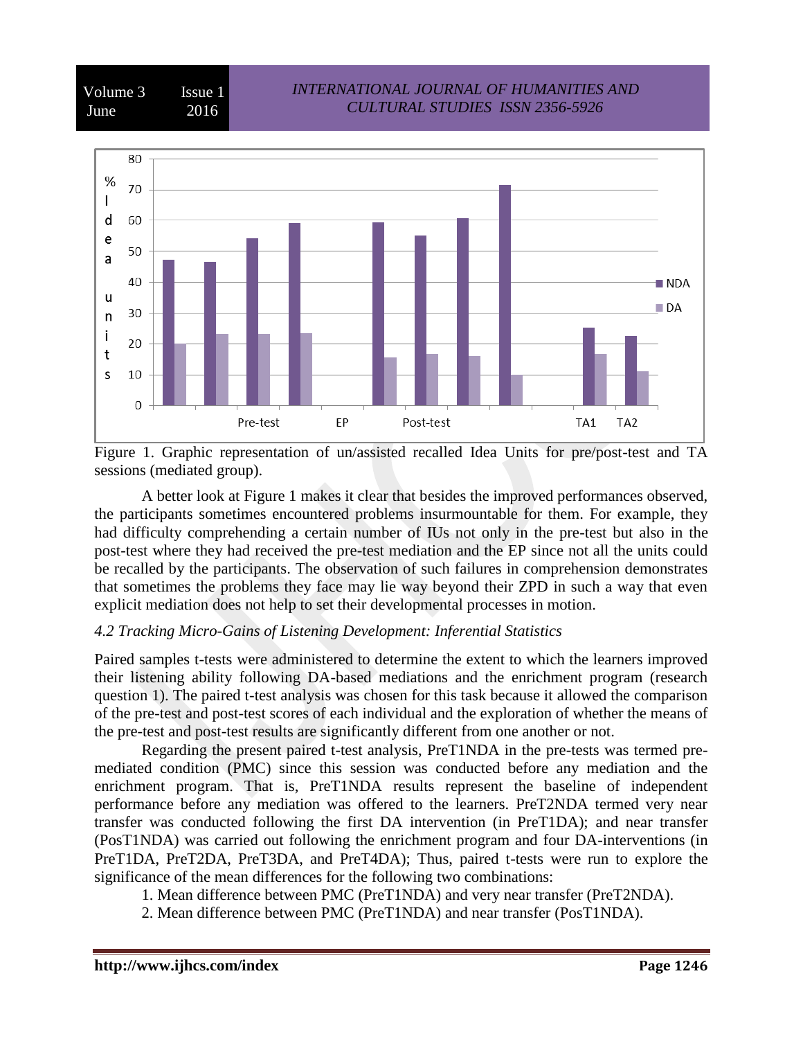Figure 1. Graphic representation of un/assisted recalled Idea Units for pre/post-test and TA sessions (mediated group).

A better look at Figure 1 makes it clear that besides the improved performances observed, the participants sometimes encountered problems insurmountable for them. For example, they had difficulty comprehending a certain number of IUs not only in the pre-test but also in the post-test where they had received the pre-test mediation and the EP since not all the units could be recalled by the participants. The observation of such failures in comprehension demonstrates that sometimes the problems they face may lie way beyond their ZPD in such a way that even explicit mediation does not help to set their developmental processes in motion.

### *4.2 Tracking Micro-Gains of Listening Development: Inferential Statistics*

Paired samples t-tests were administered to determine the extent to which the learners improved their listening ability following DA-based mediations and the enrichment program (research question 1). The paired t-test analysis was chosen for this task because it allowed the comparison of the pre-test and post-test scores of each individual and the exploration of whether the means of the pre-test and post-test results are significantly different from one another or not.

Regarding the present paired t-test analysis, PreT1NDA in the pre-tests was termed pre-mediated condition (PMC) since this session was conducted before any mediation and the enrichment program. That is, PreT1NDA results represent the baseline of independent performance before any mediation was offered to the learners. PreT2NDA termed very near transfer was conducted following the first DA intervention (in PreT1DA); and near transfer (PosT1NDA) was carried out following the enrichment program and four DA-interventions (in PreT1DA, PreT2DA, PreT3DA, and PreT4DA); Thus, paired t-tests were run to explore the significance of the mean differences for the following two combinations:

1. Mean difference between PMC (PreT1NDA) and very near transfer (PreT2NDA).
2. Mean difference between PMC (PreT1NDA) and near transfer (PosT1NDA).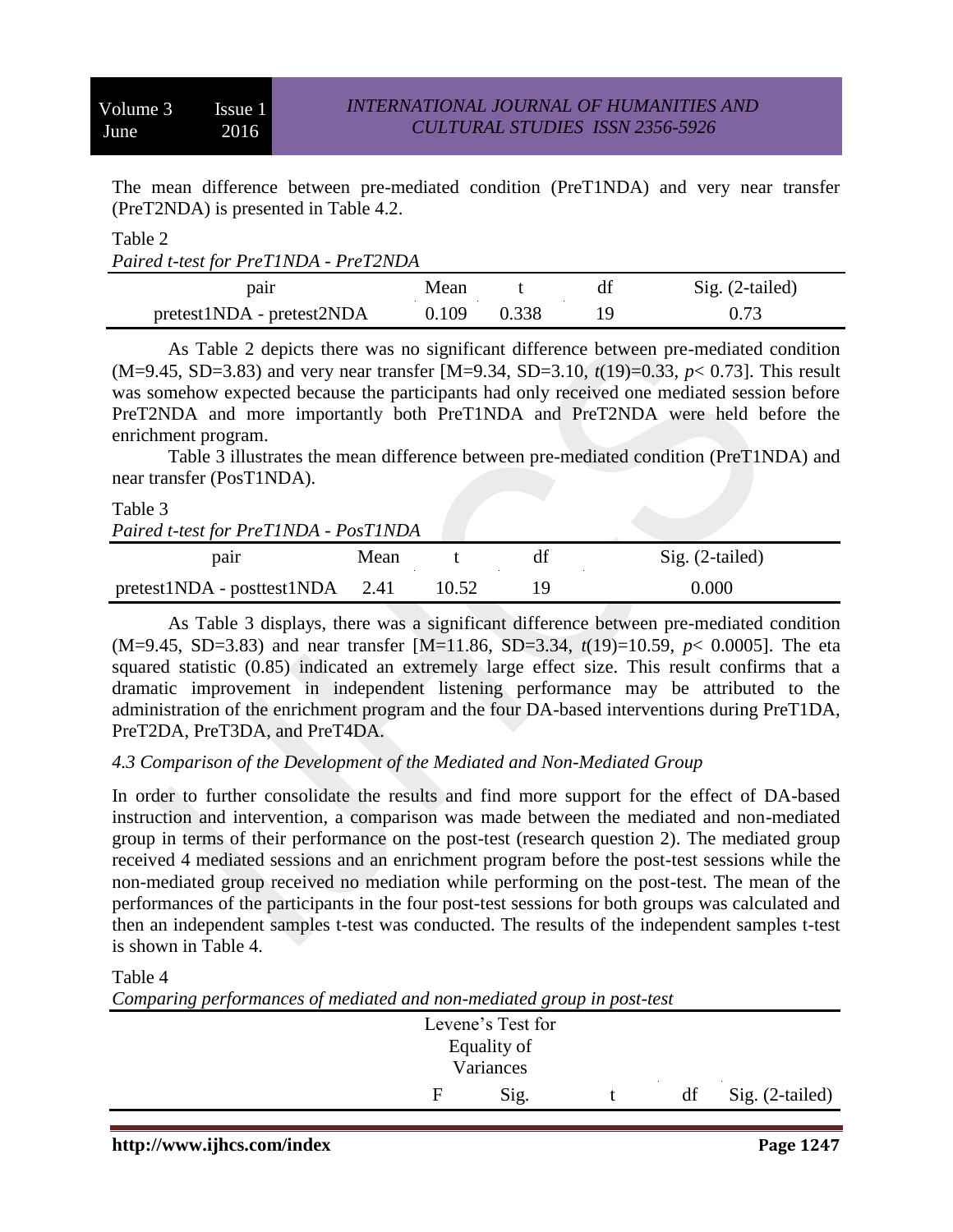The mean difference between pre-mediated condition (PreT1NDA) and very near transfer (PreT2NDA) is presented in Table 4.2.

Table 2

*Paired t-test for PreT1NDA - PreT2NDA*

| pair | Mean | t | df | Sig. (2-tailed) |
|---|---|---|---|---|
| pretest1NDA - pretest2NDA | 0.109 | 0.338 | 19 | 0.73 |

As Table 2 depicts there was no significant difference between pre-mediated condition (M=9.45, SD=3.83) and very near transfer [M=9.34, SD=3.10, $t(19)=0.33$, $p< 0.73$]. This result was somehow expected because the participants had only received one mediated session before PreT2NDA and more importantly both PreT1NDA and PreT2NDA were held before the enrichment program.

Table 3 illustrates the mean difference between pre-mediated condition (PreT1NDA) and near transfer (PosT1NDA).

Table 3

*Paired t-test for PreT1NDA - PosT1NDA*

| pair | Mean | t | df | Sig. (2-tailed) |
|---|---|---|---|---|
| pretest1NDA - posttest1NDA | 2.41 | 10.52 | 19 | 0.000 |

As Table 3 displays, there was a significant difference between pre-mediated condition (M=9.45, SD=3.83) and near transfer [M=11.86, SD=3.34, $t(19)=10.59$, $p< 0.0005$]. The eta squared statistic (0.85) indicated an extremely large effect size. This result confirms that a dramatic improvement in independent listening performance may be attributed to the administration of the enrichment program and the four DA-based interventions during PreT1DA, PreT2DA, PreT3DA, and PreT4DA.

### *4.3 Comparison of the Development of the Mediated and Non-Mediated Group*

In order to further consolidate the results and find more support for the effect of DA-based instruction and intervention, a comparison was made between the mediated and non-mediated group in terms of their performance on the post-test (research question 2). The mediated group received 4 mediated sessions and an enrichment program before the post-test sessions while the non-mediated group received no mediation while performing on the post-test. The mean of the performances of the participants in the four post-test sessions for both groups was calculated and then an independent samples t-test was conducted. The results of the independent samples t-test is shown in Table 4.

Table 4

*Comparing performances of mediated and non-mediated group in post-test*

| | Levene's Test for Equality of Variances | | | | |
|---|---|---|---|---|---|
| | F | Sig. | t | df | Sig. (2-tailed) |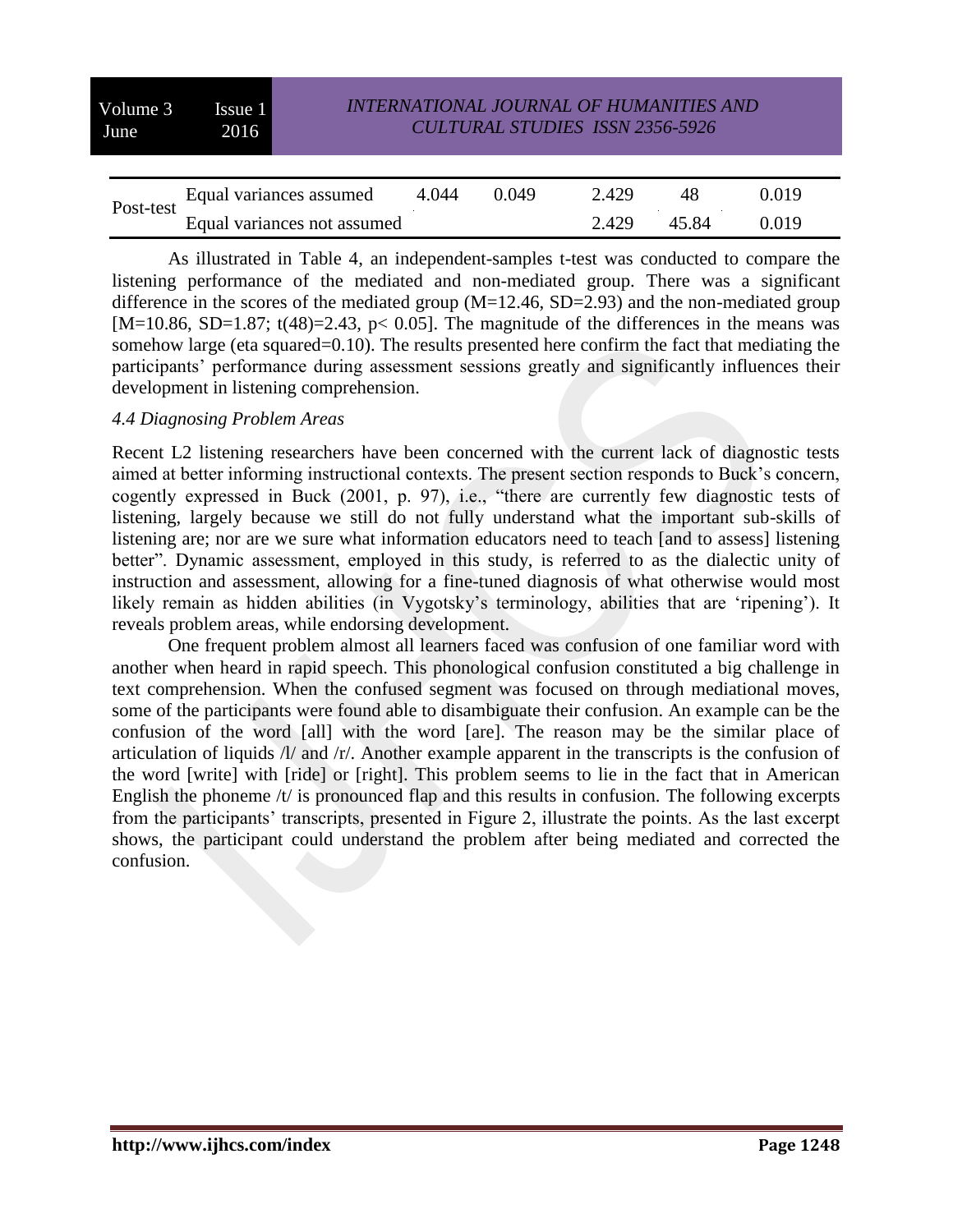| | | | | | | |
|---|---|---|---|---|---|---|
| Post-test | Equal variances assumed | 4.044 | 0.049 | 2.429 | 48 | 0.019 |
| | Equal variances not assumed | | | 2.429 | 45.84 | 0.019 |

As illustrated in Table 4, an independent-samples t-test was conducted to compare the listening performance of the mediated and non-mediated group. There was a significant difference in the scores of the mediated group ($M=12.46$, $SD=2.93$) and the non-mediated group [$M=10.86$, $SD=1.87$; $t(48)=2.43$, $p< 0.05$]. The magnitude of the differences in the means was somehow large (eta squared=0.10). The results presented here confirm the fact that mediating the participants' performance during assessment sessions greatly and significantly influences their development in listening comprehension.

### *4.4 Diagnosing Problem Areas*

Recent L2 listening researchers have been concerned with the current lack of diagnostic tests aimed at better informing instructional contexts. The present section responds to Buck's concern, cogently expressed in Buck (2001, p. 97), i.e., "there are currently few diagnostic tests of listening, largely because we still do not fully understand what the important sub-skills of listening are; nor are we sure what information educators need to teach [and to assess] listening better". Dynamic assessment, employed in this study, is referred to as the dialectic unity of instruction and assessment, allowing for a fine-tuned diagnosis of what otherwise would most likely remain as hidden abilities (in Vygotsky's terminology, abilities that are 'ripening'). It reveals problem areas, while endorsing development.

One frequent problem almost all learners faced was confusion of one familiar word with another when heard in rapid speech. This phonological confusion constituted a big challenge in text comprehension. When the confused segment was focused on through mediational moves, some of the participants were found able to disambiguate their confusion. An example can be the confusion of the word [all] with the word [are]. The reason may be the similar place of articulation of liquids /l/ and /r/. Another example apparent in the transcripts is the confusion of the word [write] with [ride] or [right]. This problem seems to lie in the fact that in American English the phoneme /t/ is pronounced flap and this results in confusion. The following excerpts from the participants' transcripts, presented in Figure 2, illustrate the points. As the last excerpt shows, the participant could understand the problem after being mediated and corrected the confusion.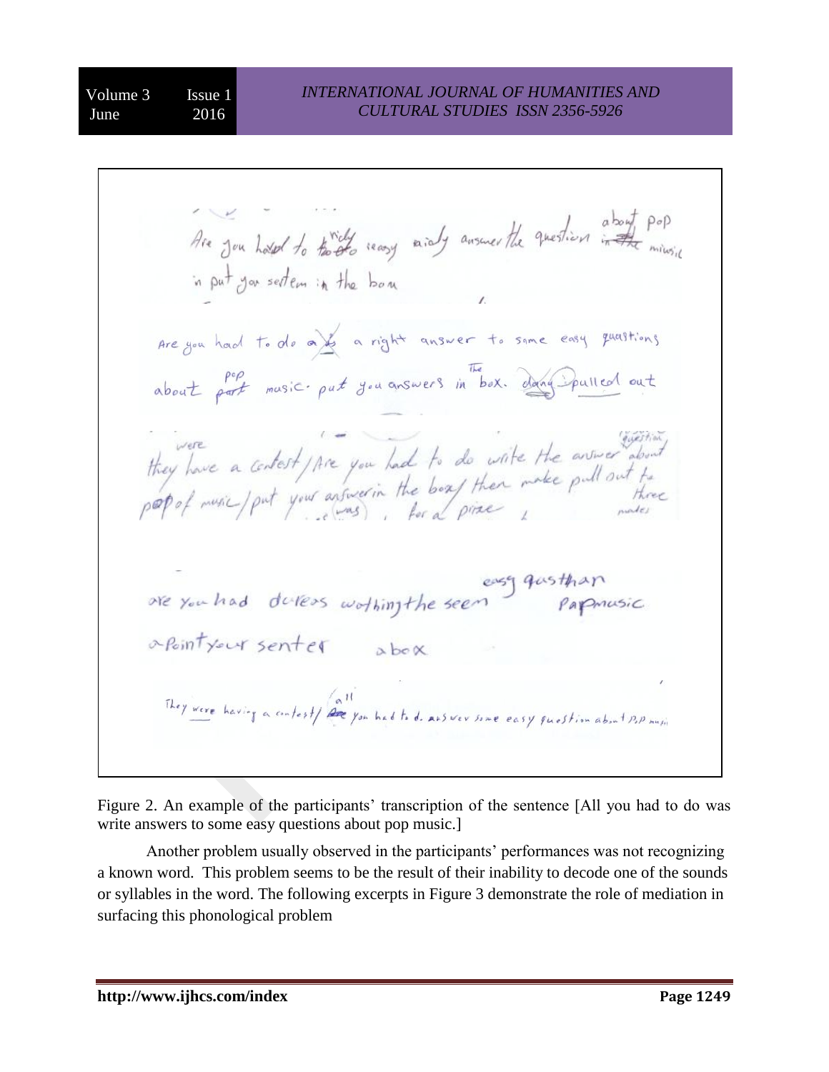Are you had to ~~the to~~ ready easy aialy answer the question about pop ~~in the~~ music in put you sentem in the box

Are you had to do a ~~b~~ a right answer to some easy quastions about pop ~~part~~ music. put you answers in The box. ~~dang~~ pulled out

they were have a contest / Are you had to do write the answer about question pop of music / put your answer in the box / then make pull out the three (was) , for a prize , names

are you had du'eas wothing the seem easy gasthan Papmusic

a Point your senter a box

They were having a contest / all ~~Are~~ you had to d. answer some easy question about PoP musi

Figure 2. An example of the participants' transcription of the sentence [All you had to do was write answers to some easy questions about pop music.]

Another problem usually observed in the participants' performances was not recognizing a known word. This problem seems to be the result of their inability to decode one of the sounds or syllables in the word. The following excerpts in Figure 3 demonstrate the role of mediation in surfacing this phonological problem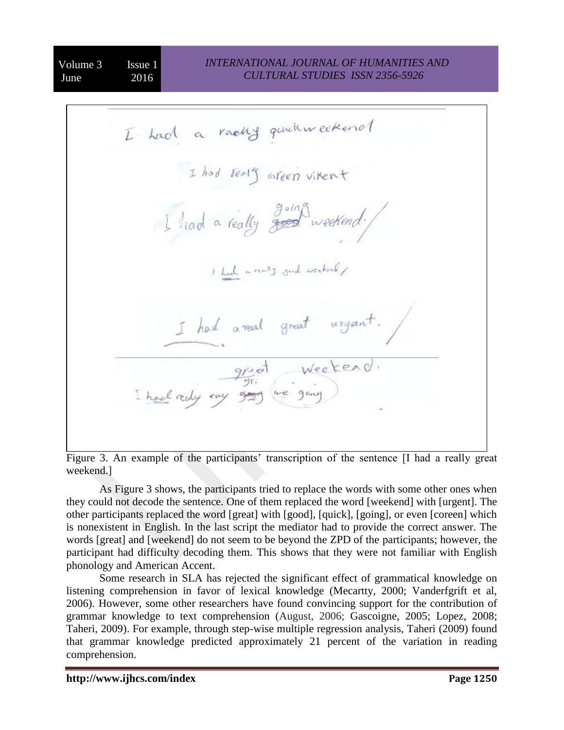Figure 3. An example of the participants' transcription of the sentence [I had a really great weekend.]

As Figure 3 shows, the participants tried to replace the words with some other ones when they could not decode the sentence. One of them replaced the word [weekend] with [urgent]. The other participants replaced the word [great] with [good], [quick], [going], or even [coreen] which is nonexistent in English. In the last script the mediator had to provide the correct answer. The words [great] and [weekend] do not seem to be beyond the ZPD of the participants; however, the participant had difficulty decoding them. This shows that they were not familiar with English phonology and American Accent.

Some research in SLA has rejected the significant effect of grammatical knowledge on listening comprehension in favor of lexical knowledge (Mecartty, 2000; Vanderfgrift et al, 2006). However, some other researchers have found convincing support for the contribution of grammar knowledge to text comprehension (August, 2006; Gascoigne, 2005; Lopez, 2008; Taheri, 2009). For example, through step-wise multiple regression analysis, Taheri (2009) found that grammar knowledge predicted approximately 21 percent of the variation in reading comprehension.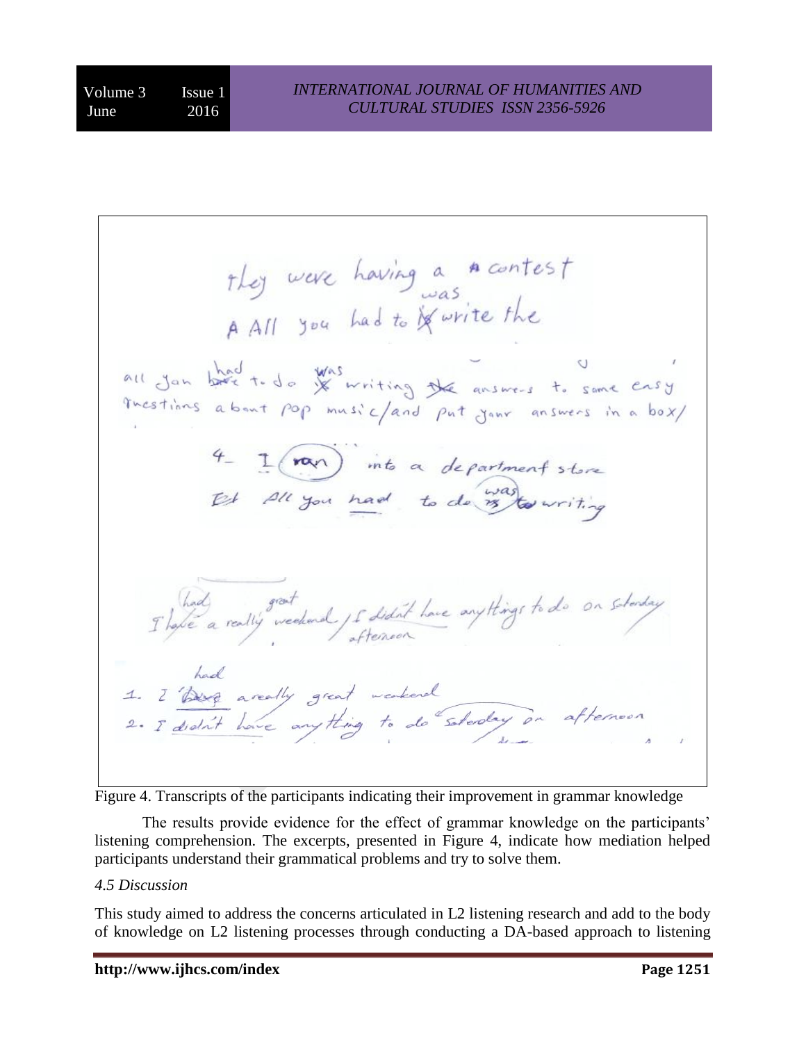they were having a contest

A All you had to was write the

all you had to do was writing the answers to some easy questions about pop music/and put your answers in a box/

4_ I (ran) into a department store

Et All you had to do was writing

I had a really great weekend / I didn't have anythings to do on Saturday afternoon

1. I had a really great weekend
2. I didn't have anything to do Saturday on afternoon

Figure 4. Transcripts of the participants indicating their improvement in grammar knowledge

The results provide evidence for the effect of grammar knowledge on the participants' listening comprehension. The excerpts, presented in Figure 4, indicate how mediation helped participants understand their grammatical problems and try to solve them.

### *4.5 Discussion*

This study aimed to address the concerns articulated in L2 listening research and add to the body of knowledge on L2 listening processes through conducting a DA-based approach to listening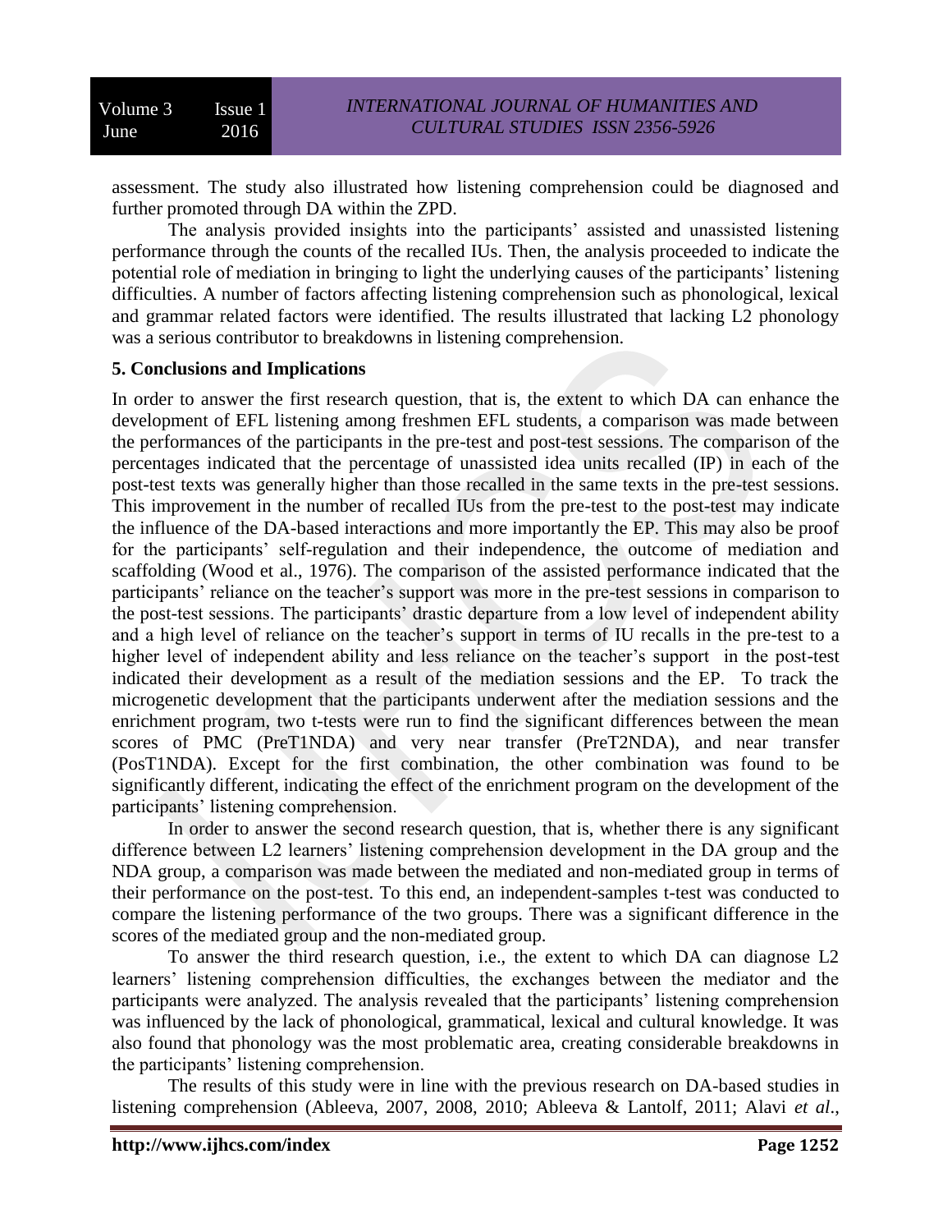assessment. The study also illustrated how listening comprehension could be diagnosed and further promoted through DA within the ZPD.

The analysis provided insights into the participants' assisted and unassisted listening performance through the counts of the recalled IUs. Then, the analysis proceeded to indicate the potential role of mediation in bringing to light the underlying causes of the participants' listening difficulties. A number of factors affecting listening comprehension such as phonological, lexical and grammar related factors were identified. The results illustrated that lacking L2 phonology was a serious contributor to breakdowns in listening comprehension.

## 5. Conclusions and Implications

In order to answer the first research question, that is, the extent to which DA can enhance the development of EFL listening among freshmen EFL students, a comparison was made between the performances of the participants in the pre-test and post-test sessions. The comparison of the percentages indicated that the percentage of unassisted idea units recalled (IP) in each of the post-test texts was generally higher than those recalled in the same texts in the pre-test sessions. This improvement in the number of recalled IUs from the pre-test to the post-test may indicate the influence of the DA-based interactions and more importantly the EP. This may also be proof for the participants' self-regulation and their independence, the outcome of mediation and scaffolding (Wood et al., 1976). The comparison of the assisted performance indicated that the participants' reliance on the teacher's support was more in the pre-test sessions in comparison to the post-test sessions. The participants' drastic departure from a low level of independent ability and a high level of reliance on the teacher's support in terms of IU recalls in the pre-test to a higher level of independent ability and less reliance on the teacher's support in the post-test indicated their development as a result of the mediation sessions and the EP. To track the microgenetic development that the participants underwent after the mediation sessions and the enrichment program, two t-tests were run to find the significant differences between the mean scores of PMC (PreT1NDA) and very near transfer (PreT2NDA), and near transfer (PosT1NDA). Except for the first combination, the other combination was found to be significantly different, indicating the effect of the enrichment program on the development of the participants' listening comprehension.

In order to answer the second research question, that is, whether there is any significant difference between L2 learners' listening comprehension development in the DA group and the NDA group, a comparison was made between the mediated and non-mediated group in terms of their performance on the post-test. To this end, an independent-samples t-test was conducted to compare the listening performance of the two groups. There was a significant difference in the scores of the mediated group and the non-mediated group.

To answer the third research question, i.e., the extent to which DA can diagnose L2 learners' listening comprehension difficulties, the exchanges between the mediator and the participants were analyzed. The analysis revealed that the participants' listening comprehension was influenced by the lack of phonological, grammatical, lexical and cultural knowledge. It was also found that phonology was the most problematic area, creating considerable breakdowns in the participants' listening comprehension.

The results of this study were in line with the previous research on DA-based studies in listening comprehension (Ableeva, 2007, 2008, 2010; Ableeva & Lantolf, 2011; Alavi *et al*.,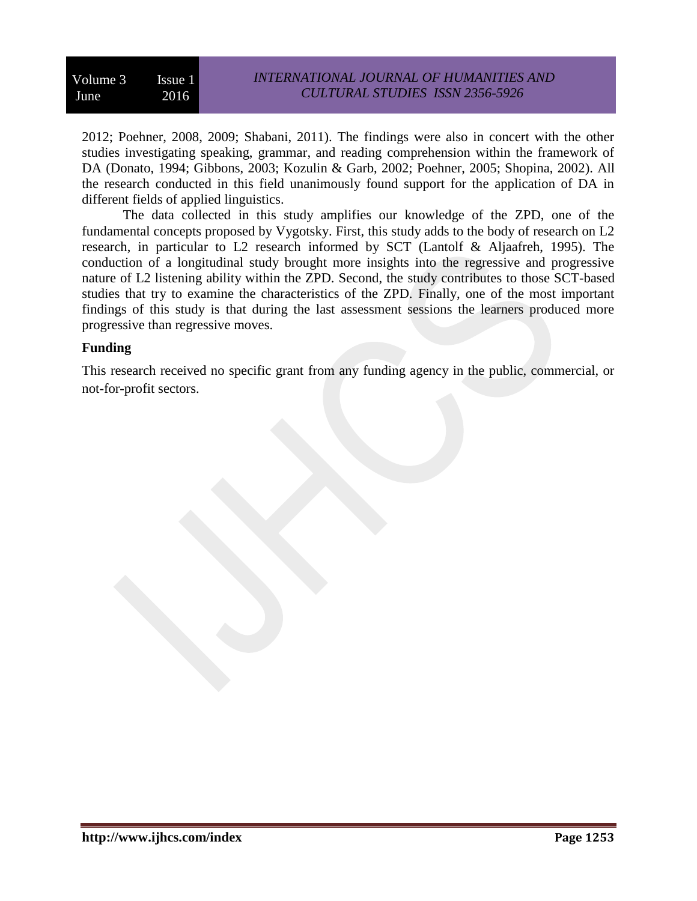2012; Poehner, 2008, 2009; Shabani, 2011). The findings were also in concert with the other studies investigating speaking, grammar, and reading comprehension within the framework of DA (Donato, 1994; Gibbons, 2003; Kozulin & Garb, 2002; Poehner, 2005; Shopina, 2002). All the research conducted in this field unanimously found support for the application of DA in different fields of applied linguistics.

The data collected in this study amplifies our knowledge of the ZPD, one of the fundamental concepts proposed by Vygotsky. First, this study adds to the body of research on L2 research, in particular to L2 research informed by SCT (Lantolf & Aljaafreh, 1995). The conduction of a longitudinal study brought more insights into the regressive and progressive nature of L2 listening ability within the ZPD. Second, the study contributes to those SCT-based studies that try to examine the characteristics of the ZPD. Finally, one of the most important findings of this study is that during the last assessment sessions the learners produced more progressive than regressive moves.

**Funding**

This research received no specific grant from any funding agency in the public, commercial, or not-for-profit sectors.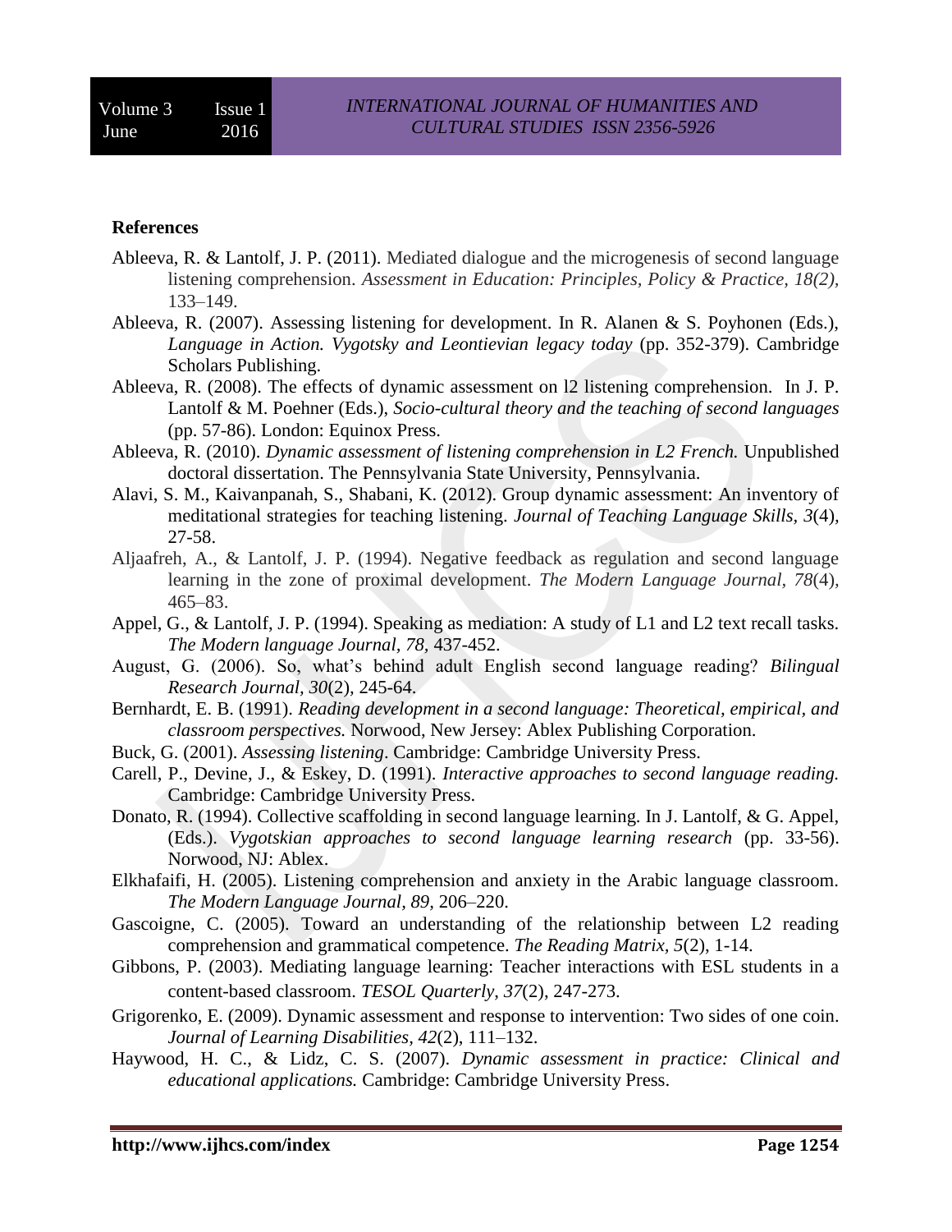**References**

Ableeva, R. & Lantolf, J. P. (2011). Mediated dialogue and the microgenesis of second language listening comprehension. *Assessment in Education: Principles, Policy & Practice, 18(2),* 133–149.

Ableeva, R. (2007). Assessing listening for development. In R. Alanen & S. Poyhonen (Eds.), *Language in Action. Vygotsky and Leontievian legacy today* (pp. 352-379). Cambridge Scholars Publishing.

Ableeva, R. (2008). The effects of dynamic assessment on l2 listening comprehension. In J. P. Lantolf & M. Poehner (Eds.), *Socio-cultural theory and the teaching of second languages* (pp. 57-86). London: Equinox Press.

Ableeva, R. (2010). *Dynamic assessment of listening comprehension in L2 French.* Unpublished doctoral dissertation. The Pennsylvania State University, Pennsylvania.

Alavi, S. M., Kaivanpanah, S., Shabani, K. (2012). Group dynamic assessment: An inventory of meditational strategies for teaching listening. *Journal of Teaching Language Skills, 3*(4), 27-58.

Aljaafreh, A., & Lantolf, J. P. (1994). Negative feedback as regulation and second language learning in the zone of proximal development. *The Modern Language Journal, 78*(4), 465–83.

Appel, G., & Lantolf, J. P. (1994). Speaking as mediation: A study of L1 and L2 text recall tasks. *The Modern language Journal, 78,* 437-452.

August, G. (2006). So, what's behind adult English second language reading? *Bilingual Research Journal, 30*(2), 245-64.

Bernhardt, E. B. (1991). *Reading development in a second language: Theoretical, empirical, and classroom perspectives.* Norwood, New Jersey: Ablex Publishing Corporation.

Buck, G. (2001). *Assessing listening*. Cambridge: Cambridge University Press.

Carell, P., Devine, J., & Eskey, D. (1991). *Interactive approaches to second language reading.* Cambridge: Cambridge University Press.

Donato, R. (1994). Collective scaffolding in second language learning. In J. Lantolf, & G. Appel, (Eds.). *Vygotskian approaches to second language learning research* (pp. 33-56). Norwood, NJ: Ablex.

Elkhafaifi, H. (2005). Listening comprehension and anxiety in the Arabic language classroom. *The Modern Language Journal, 89,* 206–220.

Gascoigne, C. (2005). Toward an understanding of the relationship between L2 reading comprehension and grammatical competence. *The Reading Matrix, 5*(2), 1-14.

Gibbons, P. (2003). Mediating language learning: Teacher interactions with ESL students in a content-based classroom. *TESOL Quarterly, 37*(2), 247-273.

Grigorenko, E. (2009). Dynamic assessment and response to intervention: Two sides of one coin. *Journal of Learning Disabilities, 42*(2), 111–132.

Haywood, H. C., & Lidz, C. S. (2007). *Dynamic assessment in practice: Clinical and educational applications.* Cambridge: Cambridge University Press.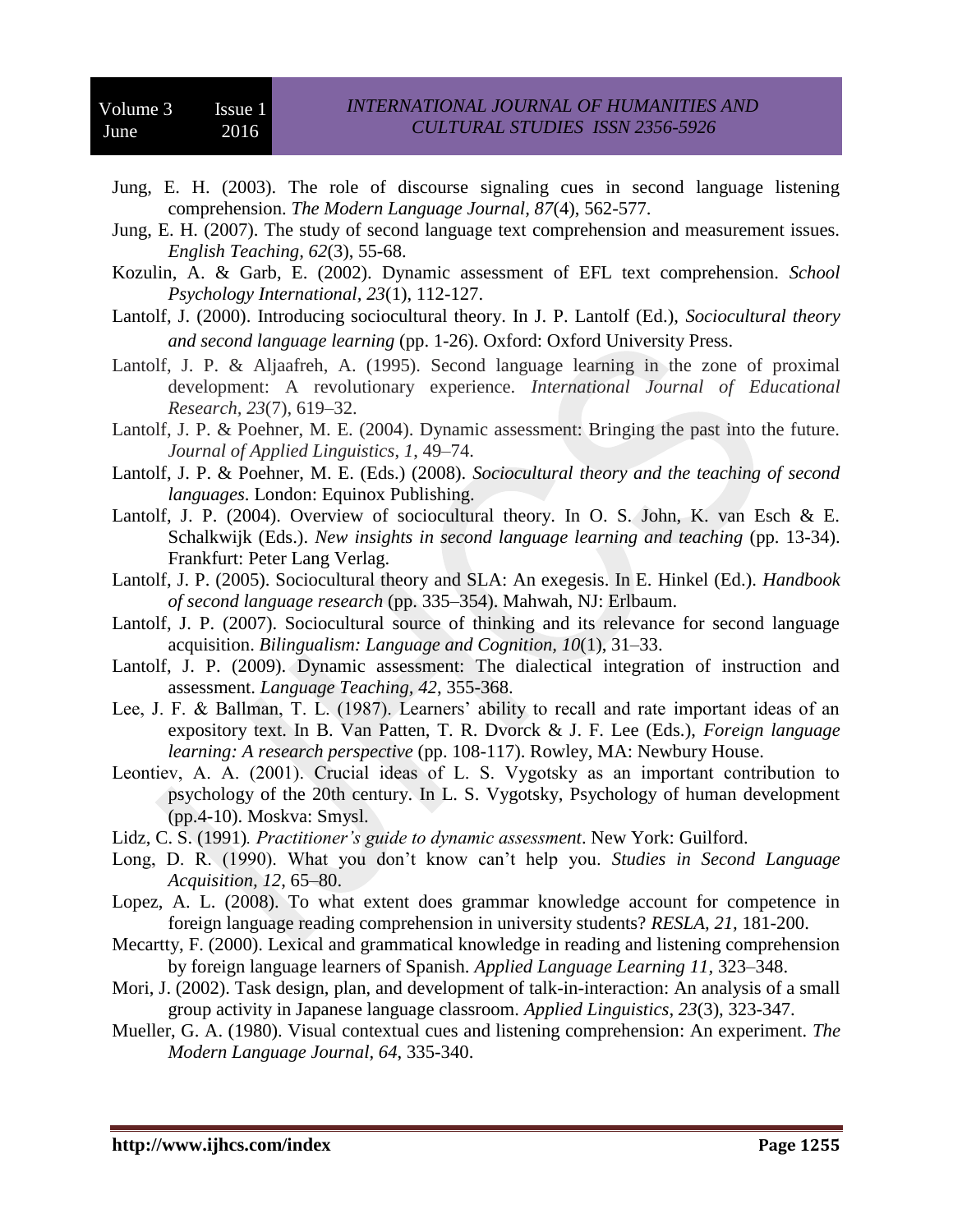Jung, E. H. (2003). The role of discourse signaling cues in second language listening comprehension. *The Modern Language Journal, 87*(4), 562-577.

Jung, E. H. (2007). The study of second language text comprehension and measurement issues. *English Teaching, 62*(3), 55-68.

Kozulin, A. & Garb, E. (2002). Dynamic assessment of EFL text comprehension. *School Psychology International, 23*(1), 112-127.

Lantolf, J. (2000). Introducing sociocultural theory. In J. P. Lantolf (Ed.), *Sociocultural theory and second language learning* (pp. 1-26). Oxford: Oxford University Press.

Lantolf, J. P. & Aljaafreh, A. (1995). Second language learning in the zone of proximal development: A revolutionary experience. *International Journal of Educational Research, 23*(7), 619–32.

Lantolf, J. P. & Poehner, M. E. (2004). Dynamic assessment: Bringing the past into the future. *Journal of Applied Linguistics*, *1*, 49–74.

Lantolf, J. P. & Poehner, M. E. (Eds.) (2008). *Sociocultural theory and the teaching of second languages*. London: Equinox Publishing.

Lantolf, J. P. (2004). Overview of sociocultural theory. In O. S. John, K. van Esch & E. Schalkwijk (Eds.). *New insights in second language learning and teaching* (pp. 13-34). Frankfurt: Peter Lang Verlag.

Lantolf, J. P. (2005). Sociocultural theory and SLA: An exegesis. In E. Hinkel (Ed.). *Handbook of second language research* (pp. 335–354). Mahwah, NJ: Erlbaum.

Lantolf, J. P. (2007). Sociocultural source of thinking and its relevance for second language acquisition. *Bilingualism: Language and Cognition, 10*(1), 31–33.

Lantolf, J. P. (2009). Dynamic assessment: The dialectical integration of instruction and assessment. *Language Teaching, 42*, 355-368.

Lee, J. F. & Ballman, T. L. (1987). Learners' ability to recall and rate important ideas of an expository text. In B. Van Patten, T. R. Dvorck & J. F. Lee (Eds.), *Foreign language learning: A research perspective* (pp. 108-117). Rowley, MA: Newbury House.

Leontiev, A. A. (2001). Crucial ideas of L. S. Vygotsky as an important contribution to psychology of the 20th century. In L. S. Vygotsky, Psychology of human development (pp.4-10). Moskva: Smysl.

Lidz, C. S. (1991). *Practitioner's guide to dynamic assessment*. New York: Guilford.

Long, D. R. (1990). What you don't know can't help you. *Studies in Second Language Acquisition, 12*, 65–80.

Lopez, A. L. (2008). To what extent does grammar knowledge account for competence in foreign language reading comprehension in university students? *RESLA, 21*, 181-200.

Mecartty, F. (2000). Lexical and grammatical knowledge in reading and listening comprehension by foreign language learners of Spanish. *Applied Language Learning 11*, 323–348.

Mori, J. (2002). Task design, plan, and development of talk-in-interaction: An analysis of a small group activity in Japanese language classroom. *Applied Linguistics, 23*(3), 323-347.

Mueller, G. A. (1980). Visual contextual cues and listening comprehension: An experiment. *The Modern Language Journal, 64*, 335-340.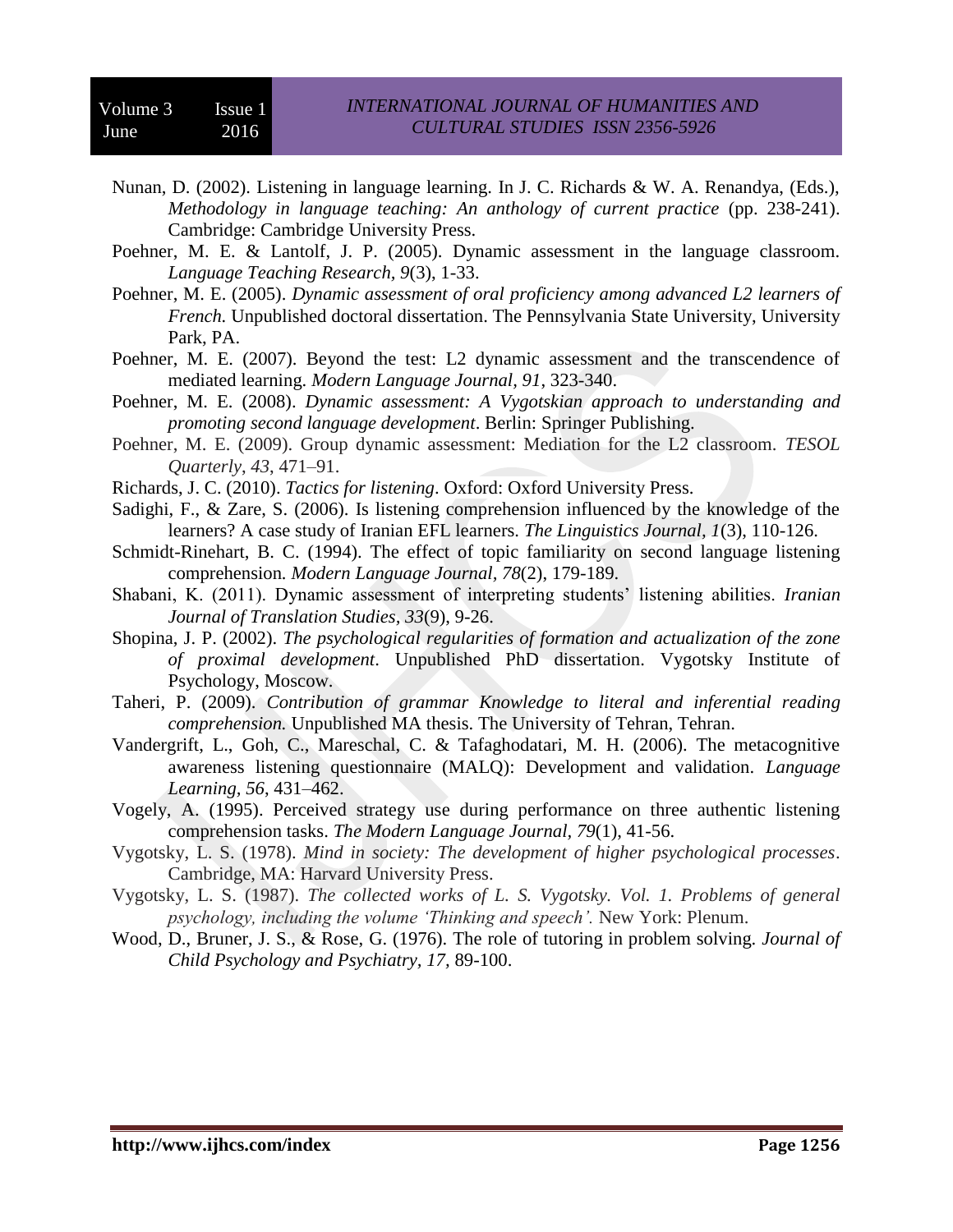Nunan, D. (2002). Listening in language learning. In J. C. Richards & W. A. Renandya, (Eds.), *Methodology in language teaching: An anthology of current practice* (pp. 238-241). Cambridge: Cambridge University Press.

Poehner, M. E. & Lantolf, J. P. (2005). Dynamic assessment in the language classroom. *Language Teaching Research, 9*(3), 1-33.

Poehner, M. E. (2005). *Dynamic assessment of oral proficiency among advanced L2 learners of French.* Unpublished doctoral dissertation. The Pennsylvania State University, University Park, PA.

Poehner, M. E. (2007). Beyond the test: L2 dynamic assessment and the transcendence of mediated learning. *Modern Language Journal, 91*, 323-340.

Poehner, M. E. (2008). *Dynamic assessment: A Vygotskian approach to understanding and promoting second language development*. Berlin: Springer Publishing.

Poehner, M. E. (2009). Group dynamic assessment: Mediation for the L2 classroom. *TESOL Quarterly*, *43*, 471–91.

Richards, J. C. (2010). *Tactics for listening*. Oxford: Oxford University Press.

Sadighi, F., & Zare, S. (2006). Is listening comprehension influenced by the knowledge of the learners? A case study of Iranian EFL learners. *The Linguistics Journal, 1*(3), 110-126.

Schmidt-Rinehart, B. C. (1994). The effect of topic familiarity on second language listening comprehension. *Modern Language Journal, 78*(2), 179-189.

Shabani, K. (2011). Dynamic assessment of interpreting students' listening abilities. *Iranian Journal of Translation Studies, 33*(9), 9-26.

Shopina, J. P. (2002). *The psychological regularities of formation and actualization of the zone of proximal development*. Unpublished PhD dissertation. Vygotsky Institute of Psychology, Moscow.

Taheri, P. (2009). *Contribution of grammar Knowledge to literal and inferential reading comprehension.* Unpublished MA thesis. The University of Tehran, Tehran.

Vandergrift, L., Goh, C., Mareschal, C. & Tafaghodatari, M. H. (2006). The metacognitive awareness listening questionnaire (MALQ): Development and validation. *Language Learning, 56*, 431–462.

Vogely, A. (1995). Perceived strategy use during performance on three authentic listening comprehension tasks. *The Modern Language Journal, 79*(1), 41-56.

Vygotsky, L. S. (1978). *Mind in society: The development of higher psychological processes*. Cambridge, MA: Harvard University Press.

Vygotsky, L. S. (1987). *The collected works of L. S. Vygotsky. Vol. 1. Problems of general psychology, including the volume 'Thinking and speech'.* New York: Plenum.

Wood, D., Bruner, J. S., & Rose, G. (1976). The role of tutoring in problem solving. *Journal of Child Psychology and Psychiatry, 17*, 89-100.